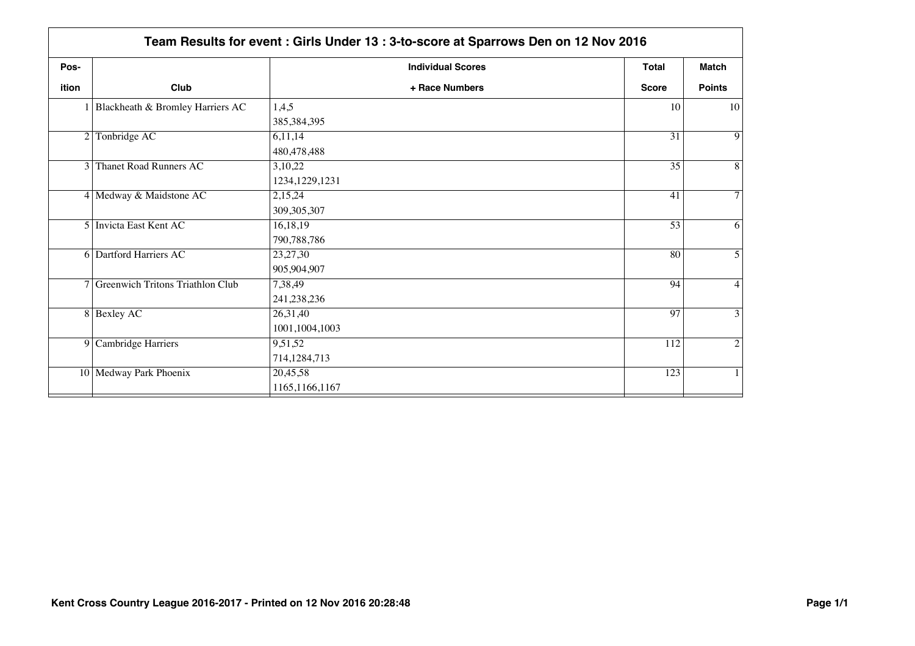# Team Results for event : Girls Under 13 : 3-to-score at Sparrows Den on 12 Nov 2016

| Pos-ition | Club | Individual Scores + Race Numbers | Total Score | Match Points |
|---|---|---|---|---|
| 1 | Blackheath & Bromley Harriers AC | 1,4,5<br>385,384,395 | 10 | 10 |
| 2 | Tonbridge AC | 6,11,14<br>480,478,488 | 31 | 9 |
| 3 | Thanet Road Runners AC | 3,10,22<br>1234,1229,1231 | 35 | 8 |
| 4 | Medway & Maidstone AC | 2,15,24<br>309,305,307 | 41 | 7 |
| 5 | Invicta East Kent AC | 16,18,19<br>790,788,786 | 53 | 6 |
| 6 | Dartford Harriers AC | 23,27,30<br>905,904,907 | 80 | 5 |
| 7 | Greenwich Tritons Triathlon Club | 7,38,49<br>241,238,236 | 94 | 4 |
| 8 | Bexley AC | 26,31,40<br>1001,1004,1003 | 97 | 3 |
| 9 | Cambridge Harriers | 9,51,52<br>714,1284,713 | 112 | 2 |
| 10 | Medway Park Phoenix | 20,45,58<br>1165,1166,1167 | 123 | 1 |

**Kent Cross Country League 2016-2017 - Printed on 12 Nov 2016 20:28:48**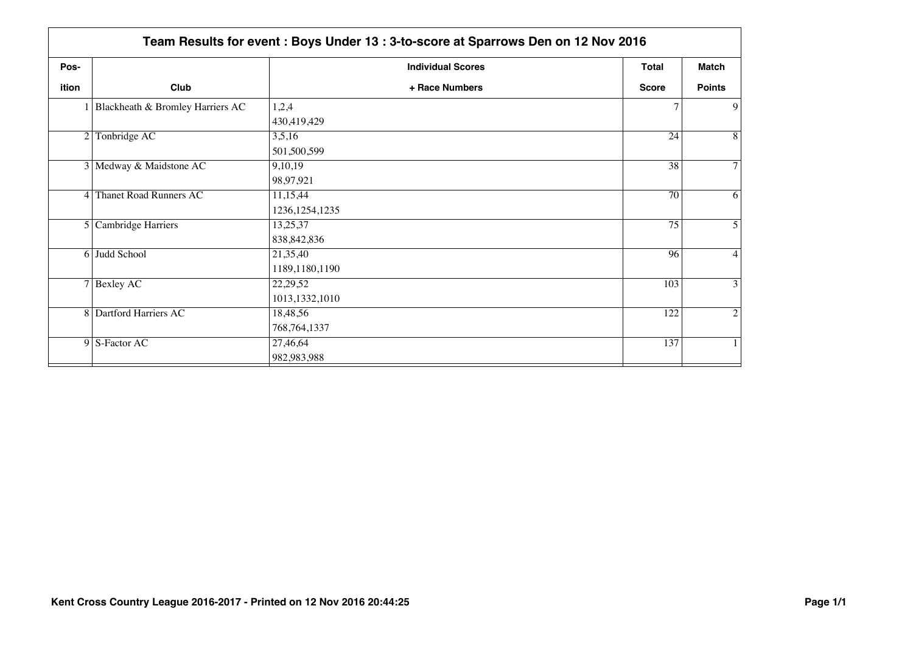## Team Results for event : Boys Under 13 : 3-to-score at Sparrows Den on 12 Nov 2016

| Pos-<br>ition | Club | Individual Scores<br>+ Race Numbers | Total<br>Score | Match<br>Points |
|---|---|---|---|---|
| 1 | Blackheath & Bromley Harriers AC | 1,2,4<br>430,419,429 | 7 | 9 |
| 2 | Tonbridge AC | 3,5,16<br>501,500,599 | 24 | 8 |
| 3 | Medway & Maidstone AC | 9,10,19<br>98,97,921 | 38 | 7 |
| 4 | Thanet Road Runners AC | 11,15,44<br>1236,1254,1235 | 70 | 6 |
| 5 | Cambridge Harriers | 13,25,37<br>838,842,836 | 75 | 5 |
| 6 | Judd School | 21,35,40<br>1189,1180,1190 | 96 | 4 |
| 7 | Bexley AC | 22,29,52<br>1013,1332,1010 | 103 | 3 |
| 8 | Dartford Harriers AC | 18,48,56<br>768,764,1337 | 122 | 2 |
| 9 | S-Factor AC | 27,46,64<br>982,983,988 | 137 | 1 |

**Kent Cross Country League 2016-2017 - Printed on 12 Nov 2016 20:44:25**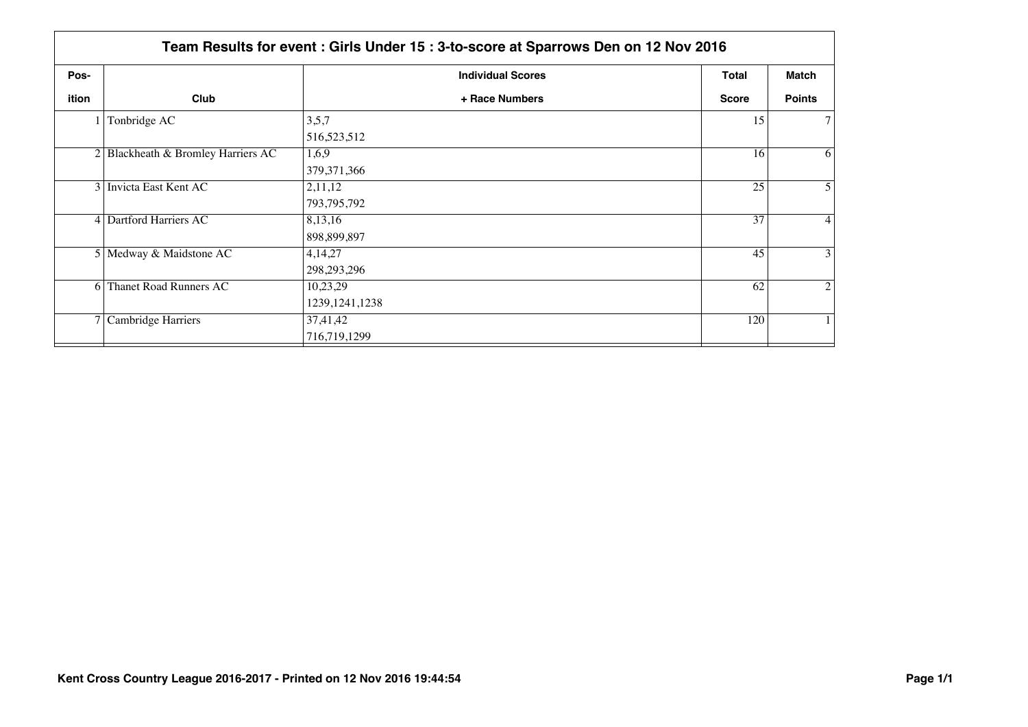## Team Results for event : Girls Under 15 : 3-to-score at Sparrows Den on 12 Nov 2016

| Pos-ition | Club | Individual Scores + Race Numbers | Total Score | Match Points |
|---|---|---|---|---|
| 1 | Tonbridge AC | 3,5,7<br>516,523,512 | 15 | 7 |
| 2 | Blackheath & Bromley Harriers AC | 1,6,9<br>379,371,366 | 16 | 6 |
| 3 | Invicta East Kent AC | 2,11,12<br>793,795,792 | 25 | 5 |
| 4 | Dartford Harriers AC | 8,13,16<br>898,899,897 | 37 | 4 |
| 5 | Medway & Maidstone AC | 4,14,27<br>298,293,296 | 45 | 3 |
| 6 | Thanet Road Runners AC | 10,23,29<br>1239,1241,1238 | 62 | 2 |
| 7 | Cambridge Harriers | 37,41,42<br>716,719,1299 | 120 | 1 |

**Kent Cross Country League 2016-2017 - Printed on 12 Nov 2016 19:44:54**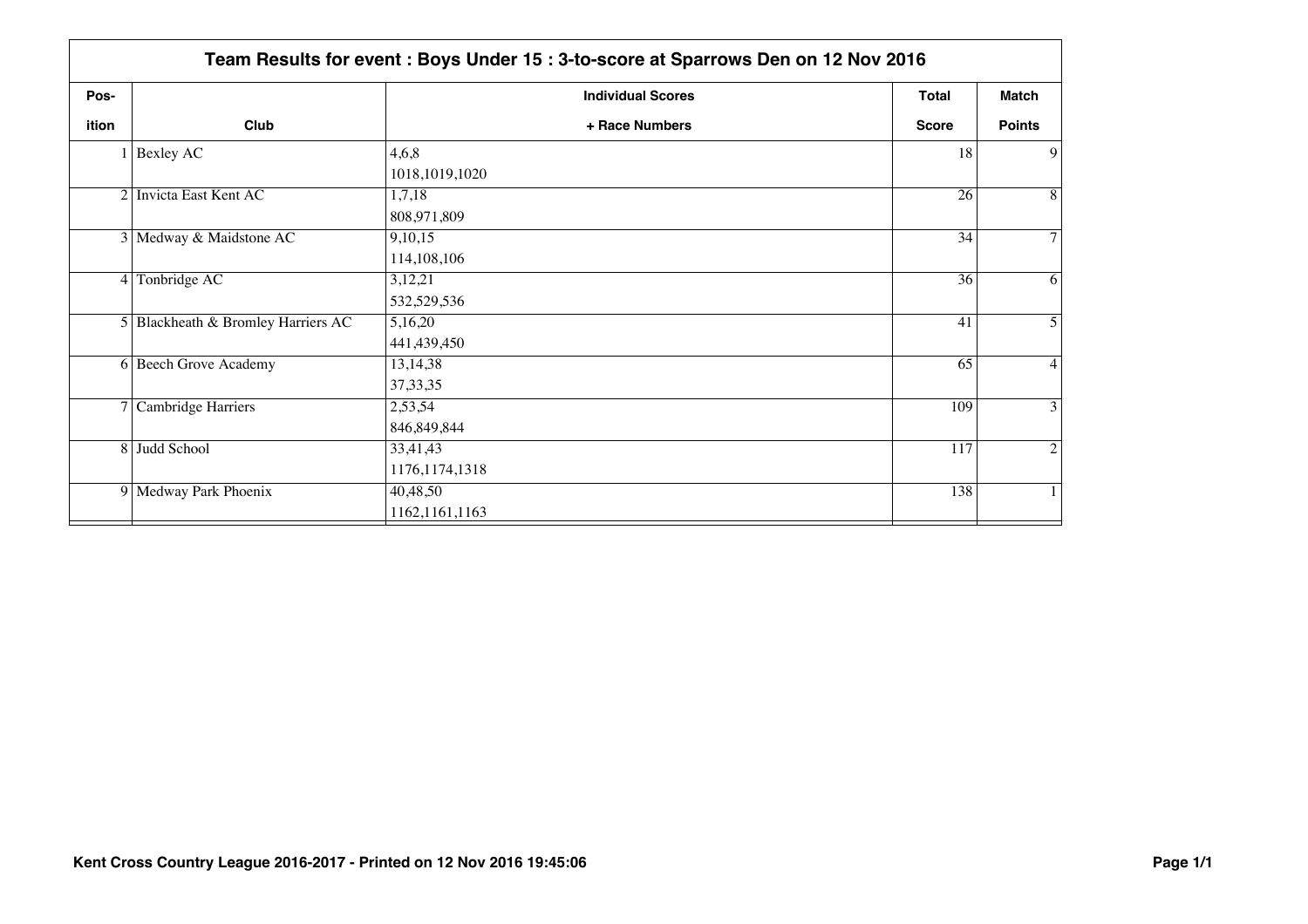## Team Results for event : Boys Under 15 : 3-to-score at Sparrows Den on 12 Nov 2016

| Pos-ition | Club | Individual Scores + Race Numbers | Total Score | Match Points |
|---|---|---|---|---|
| 1 | Bexley AC | 4,6,8<br>1018,1019,1020 | 18 | 9 |
| 2 | Invicta East Kent AC | 1,7,18<br>808,971,809 | 26 | 8 |
| 3 | Medway & Maidstone AC | 9,10,15<br>114,108,106 | 34 | 7 |
| 4 | Tonbridge AC | 3,12,21<br>532,529,536 | 36 | 6 |
| 5 | Blackheath & Bromley Harriers AC | 5,16,20<br>441,439,450 | 41 | 5 |
| 6 | Beech Grove Academy | 13,14,38<br>37,33,35 | 65 | 4 |
| 7 | Cambridge Harriers | 2,53,54<br>846,849,844 | 109 | 3 |
| 8 | Judd School | 33,41,43<br>1176,1174,1318 | 117 | 2 |
| 9 | Medway Park Phoenix | 40,48,50<br>1162,1161,1163 | 138 | 1 |

**Kent Cross Country League 2016-2017 - Printed on 12 Nov 2016 19:45:06**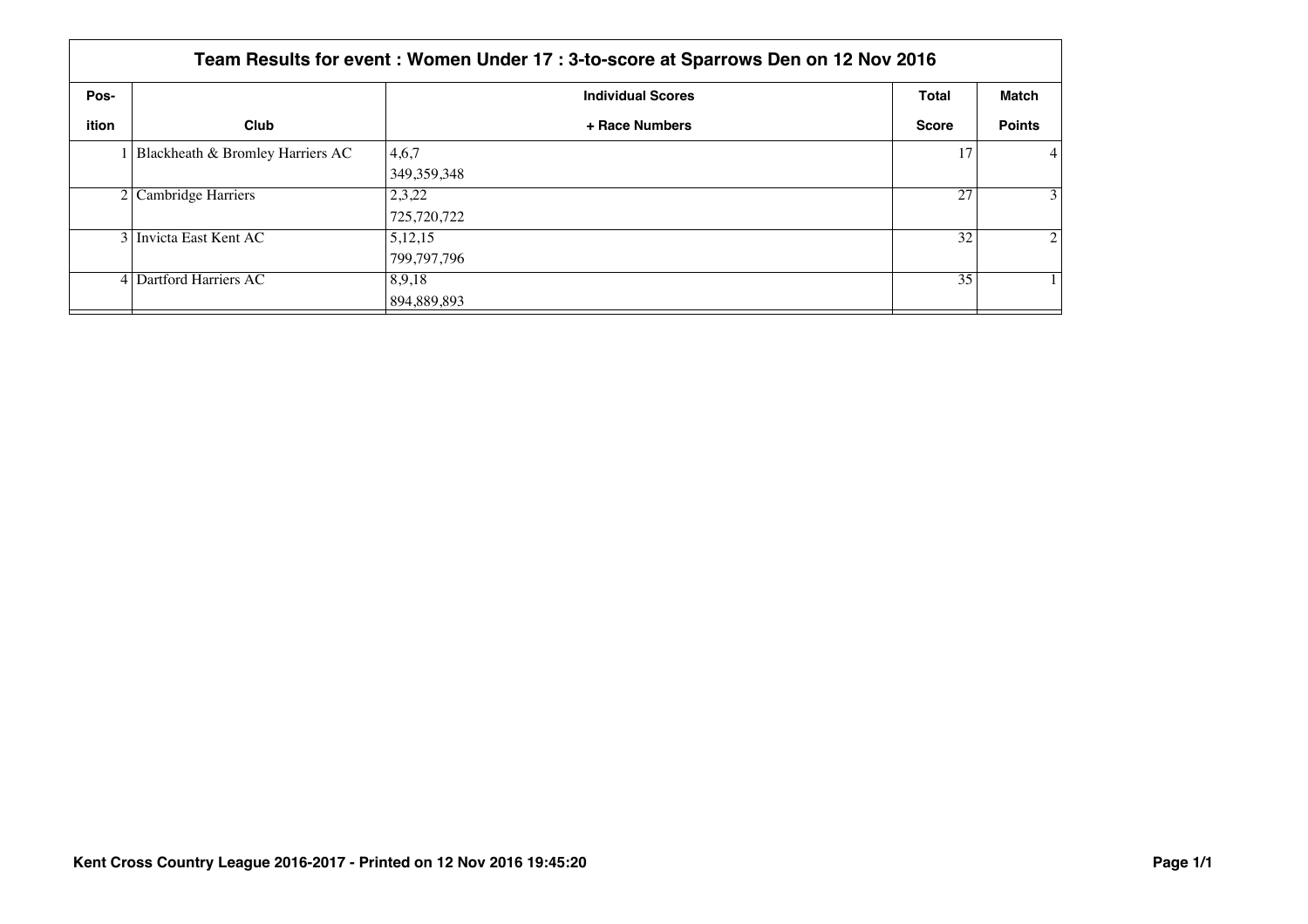## Team Results for event : Women Under 17 : 3-to-score at Sparrows Den on 12 Nov 2016

| Pos-ition | Club | Individual Scores + Race Numbers | Total Score | Match Points |
|---|---|---|---|---|
| 1 | Blackheath & Bromley Harriers AC | 4,6,7<br>349,359,348 | 17 | 4 |
| 2 | Cambridge Harriers | 2,3,22<br>725,720,722 | 27 | 3 |
| 3 | Invicta East Kent AC | 5,12,15<br>799,797,796 | 32 | 2 |
| 4 | Dartford Harriers AC | 8,9,18<br>894,889,893 | 35 | 1 |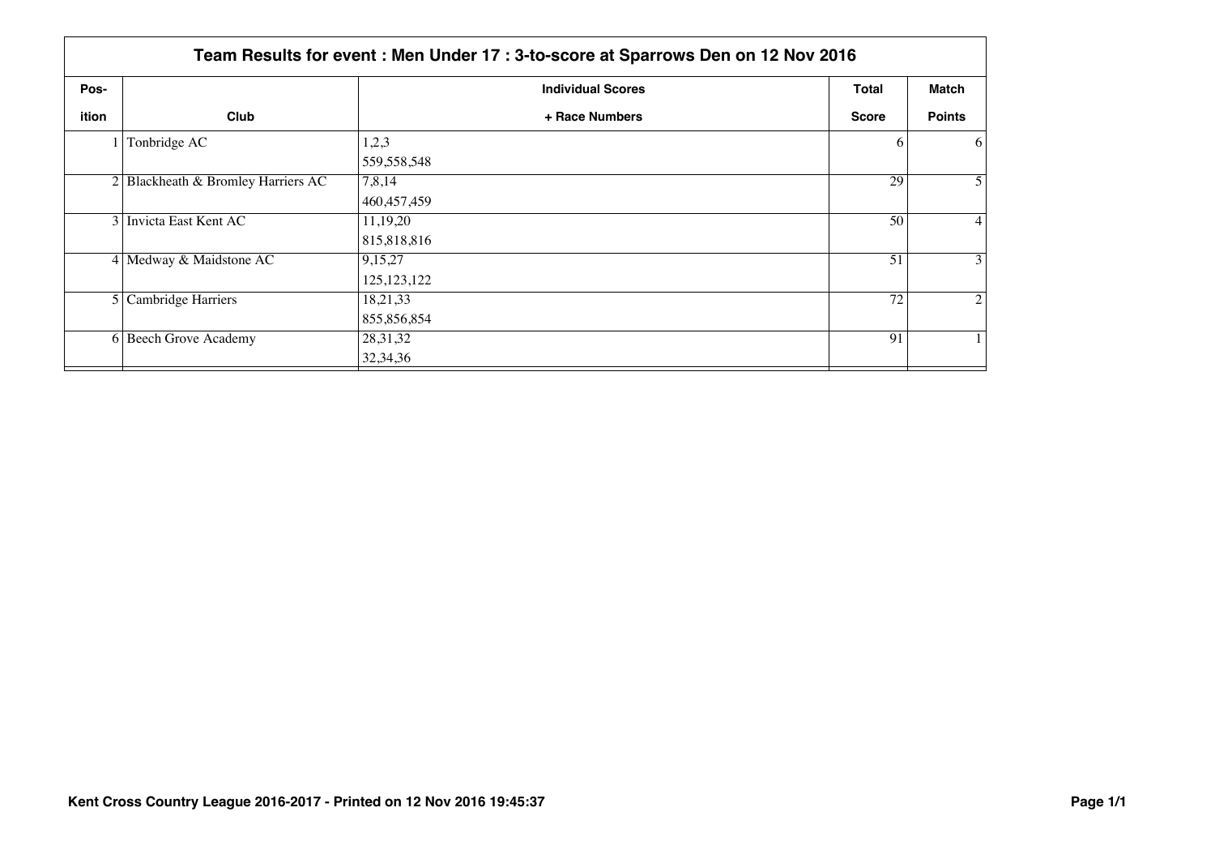## Team Results for event : Men Under 17 : 3-to-score at Sparrows Den on 12 Nov 2016

| Pos-ition | Club | Individual Scores + Race Numbers | Total Score | Match Points |
|---|---|---|---|---|
| 1 | Tonbridge AC | 1,2,3<br>559,558,548 | 6 | 6 |
| 2 | Blackheath & Bromley Harriers AC | 7,8,14<br>460,457,459 | 29 | 5 |
| 3 | Invicta East Kent AC | 11,19,20<br>815,818,816 | 50 | 4 |
| 4 | Medway & Maidstone AC | 9,15,27<br>125,123,122 | 51 | 3 |
| 5 | Cambridge Harriers | 18,21,33<br>855,856,854 | 72 | 2 |
| 6 | Beech Grove Academy | 28,31,32<br>32,34,36 | 91 | 1 |

Kent Cross Country League 2016-2017 - Printed on 12 Nov 2016 19:45:37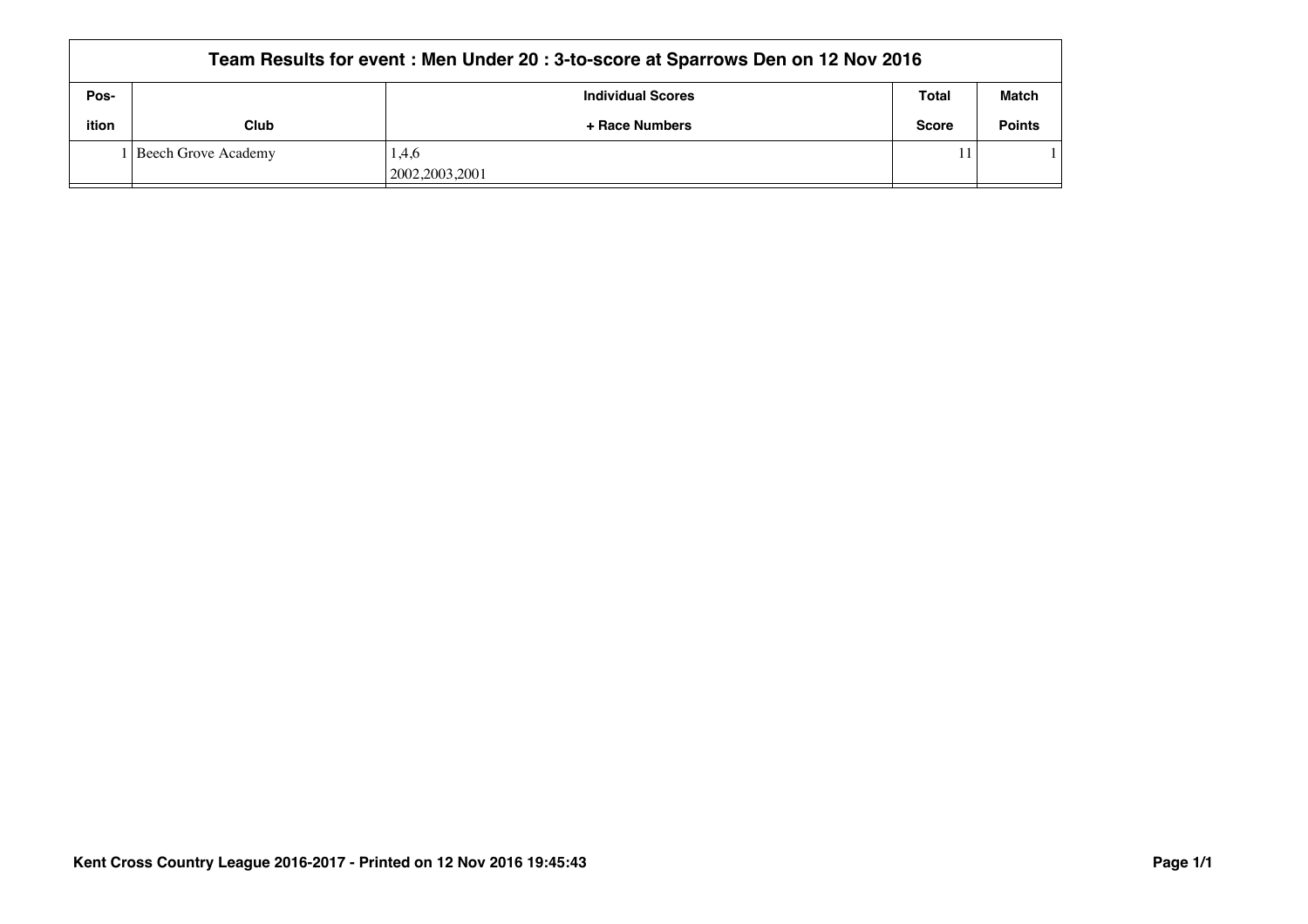| Team Results for event : Men Under 20 : 3-to-score at Sparrows Den on 12 Nov 2016 | | | | |
|---|---|---|---|---|
| Pos-ition | Club | Individual Scores + Race Numbers | Total Score | Match Points |
| 1 | Beech Grove Academy | 1,4,6 2002,2003,2001 | 11 | 1 |

Kent Cross Country League 2016-2017 - Printed on 12 Nov 2016 19:45:43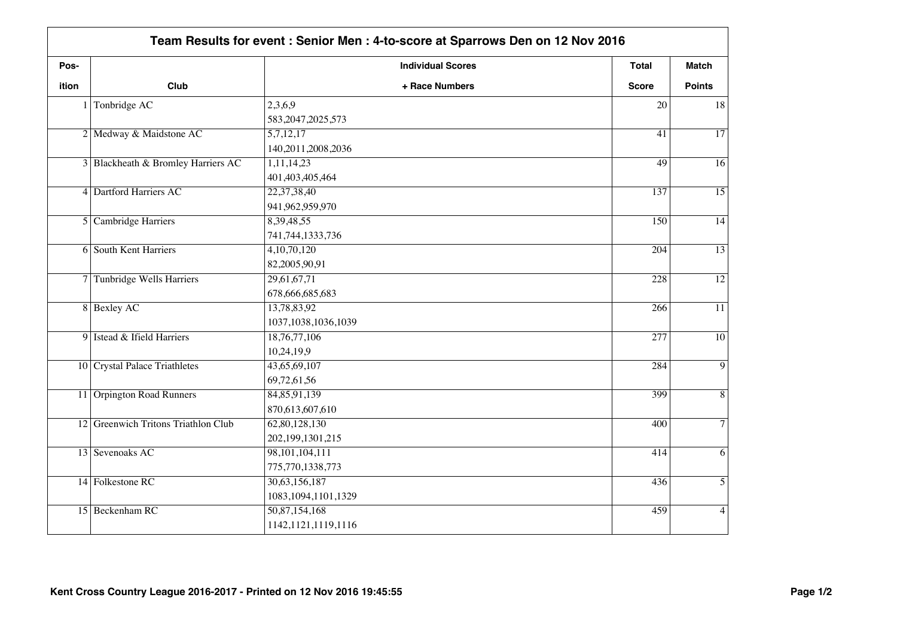| Team Results for event : Senior Men : 4-to-score at Sparrows Den on 12 Nov 2016 | | | | |
|---|---|---|---|---|
| Pos-<br>ition | Club | Individual Scores<br>+ Race Numbers | Total<br>Score | Match<br>Points |
| 1 | Tonbridge AC | 2,3,6,9<br>583,2047,2025,573 | 20 | 18 |
| 2 | Medway & Maidstone AC | 5,7,12,17<br>140,2011,2008,2036 | 41 | 17 |
| 3 | Blackheath & Bromley Harriers AC | 1,11,14,23<br>401,403,405,464 | 49 | 16 |
| 4 | Dartford Harriers AC | 22,37,38,40<br>941,962,959,970 | 137 | 15 |
| 5 | Cambridge Harriers | 8,39,48,55<br>741,744,1333,736 | 150 | 14 |
| 6 | South Kent Harriers | 4,10,70,120<br>82,2005,90,91 | 204 | 13 |
| 7 | Tunbridge Wells Harriers | 29,61,67,71<br>678,666,685,683 | 228 | 12 |
| 8 | Bexley AC | 13,78,83,92<br>1037,1038,1036,1039 | 266 | 11 |
| 9 | Istead & Ifield Harriers | 18,76,77,106<br>10,24,19,9 | 277 | 10 |
| 10 | Crystal Palace Triathletes | 43,65,69,107<br>69,72,61,56 | 284 | 9 |
| 11 | Orpington Road Runners | 84,85,91,139<br>870,613,607,610 | 399 | 8 |
| 12 | Greenwich Tritons Triathlon Club | 62,80,128,130<br>202,199,1301,215 | 400 | 7 |
| 13 | Sevenoaks AC | 98,101,104,111<br>775,770,1338,773 | 414 | 6 |
| 14 | Folkestone RC | 30,63,156,187<br>1083,1094,1101,1329 | 436 | 5 |
| 15 | Beckenham RC | 50,87,154,168<br>1142,1121,1119,1116 | 459 | 4 |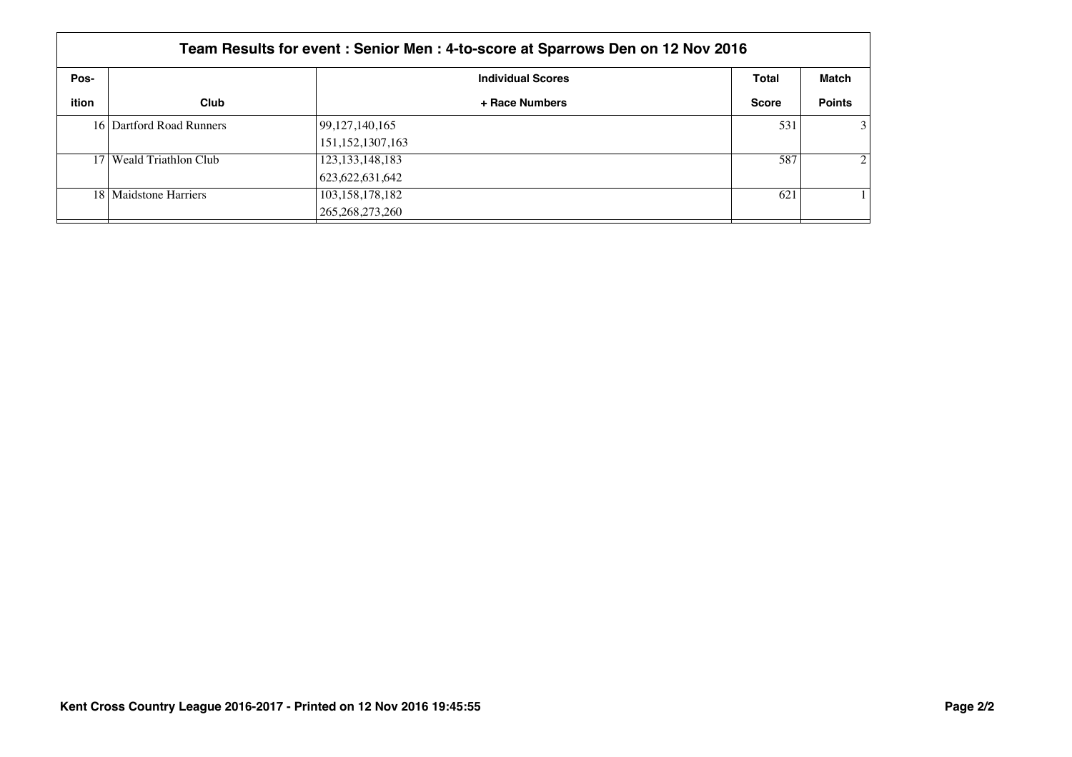## Team Results for event : Senior Men : 4-to-score at Sparrows Den on 12 Nov 2016

| Position | Club | Individual Scores + Race Numbers | Total Score | Match Points |
|---|---|---|---|---|
| 16 | Dartford Road Runners | 99,127,140,165 | 531 | 3 |
| | | 151,152,1307,163 | | |
| 17 | Weald Triathlon Club | 123,133,148,183 | 587 | 2 |
| | | 623,622,631,642 | | |
| 18 | Maidstone Harriers | 103,158,178,182 | 621 | 1 |
| | | 265,268,273,260 | | |

Kent Cross Country League 2016-2017 - Printed on 12 Nov 2016 19:45:55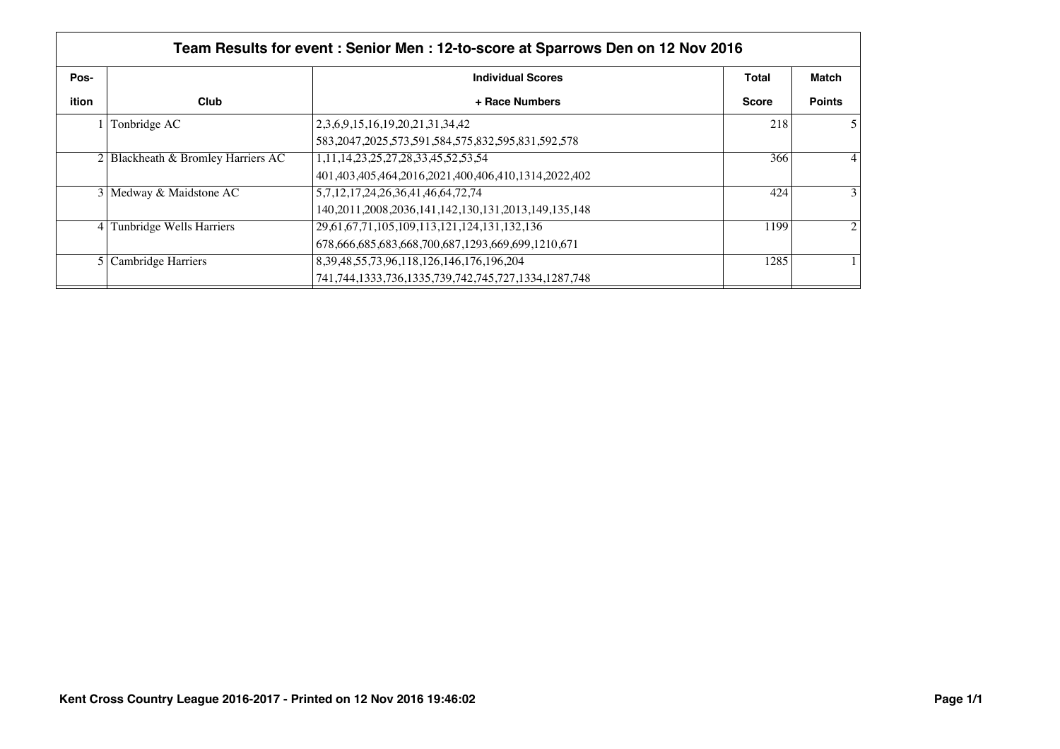## Team Results for event : Senior Men : 12-to-score at Sparrows Den on 12 Nov 2016

| Pos-ition | Club | Individual Scores + Race Numbers | Total Score | Match Points |
|---|---|---|---|---|
| 1 | Tonbridge AC | 2,3,6,9,15,16,19,20,21,31,34,42<br>583,2047,2025,573,591,584,575,832,595,831,592,578 | 218 | 5 |
| 2 | Blackheath & Bromley Harriers AC | 1,11,14,23,25,27,28,33,45,52,53,54<br>401,403,405,464,2016,2021,400,406,410,1314,2022,402 | 366 | 4 |
| 3 | Medway & Maidstone AC | 5,7,12,17,24,26,36,41,46,64,72,74<br>140,2011,2008,2036,141,142,130,131,2013,149,135,148 | 424 | 3 |
| 4 | Tunbridge Wells Harriers | 29,61,67,71,105,109,113,121,124,131,132,136<br>678,666,685,683,668,700,687,1293,669,699,1210,671 | 1199 | 2 |
| 5 | Cambridge Harriers | 8,39,48,55,73,96,118,126,146,176,196,204<br>741,744,1333,736,1335,739,742,745,727,1334,1287,748 | 1285 | 1 |

**Kent Cross Country League 2016-2017 - Printed on 12 Nov 2016 19:46:02**